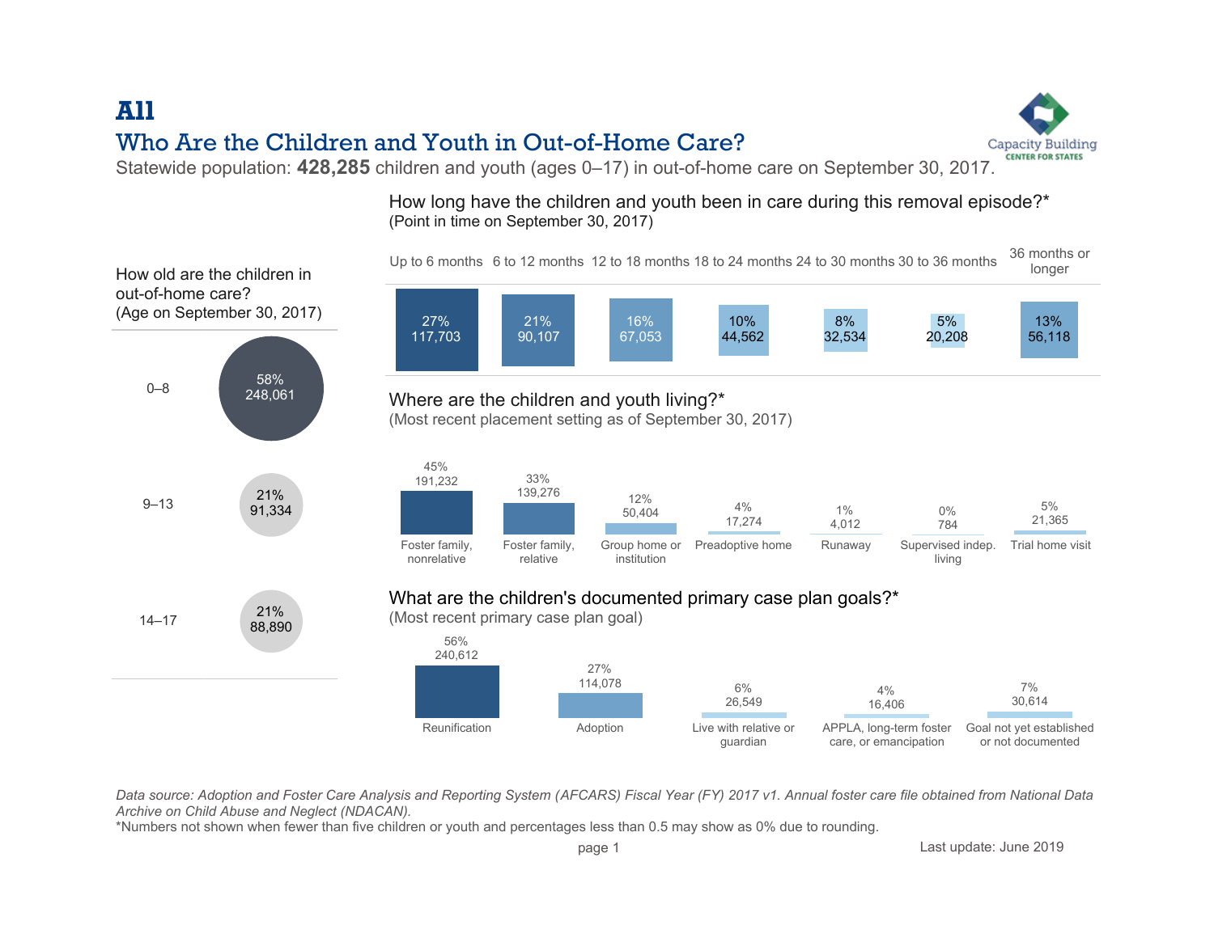# All

## Who Are the Children and Youth in Out-of-Home Care?

Statewide population: **428,285** children and youth (ages 0–17) in out-of-home care on September 30, 2017.

Capacity Building CENTER FOR STATES

### How old are the children in out-of-home care?
(Age on September 30, 2017)

| Age | Percent | Number |
| --- | --- | --- |
| 0–8 | 58% | 248,061 |
| 9–13 | 21% | 91,334 |
| 14–17 | 21% | 88,890 |

### How long have the children and youth been in care during this removal episode?*
(Point in time on September 30, 2017)

| Up to 6 months | 6 to 12 months | 12 to 18 months | 18 to 24 months | 24 to 30 months | 30 to 36 months | 36 months or longer |
| --- | --- | --- | --- | --- | --- | --- |
| 27% | 21% | 16% | 10% | 8% | 5% | 13% |
| 117,703 | 90,107 | 67,053 | 44,562 | 32,534 | 20,208 | 56,118 |

### Where are the children and youth living?*
(Most recent placement setting as of September 30, 2017)

| Foster family, nonrelative | Foster family, relative | Group home or institution | Preadoptive home | Runaway | Supervised indep. living | Trial home visit |
| --- | --- | --- | --- | --- | --- | --- |
| 45% | 33% | 12% | 4% | 1% | 0% | 5% |
| 191,232 | 139,276 | 50,404 | 17,274 | 4,012 | 784 | 21,365 |

### What are the children's documented primary case plan goals?*
(Most recent primary case plan goal)

| Reunification | Adoption | Live with relative or guardian | APPLA, long-term foster care, or emancipation | Goal not yet established or not documented |
| --- | --- | --- | --- | --- |
| 56% | 27% | 6% | 4% | 7% |
| 240,612 | 114,078 | 26,549 | 16,406 | 30,614 |

*Data source: Adoption and Foster Care Analysis and Reporting System (AFCARS) Fiscal Year (FY) 2017 v1. Annual foster care file obtained from National Data Archive on Child Abuse and Neglect (NDACAN).*

*Numbers not shown when fewer than five children or youth and percentages less than 0.5 may show as 0% due to rounding.

Last update: June 2019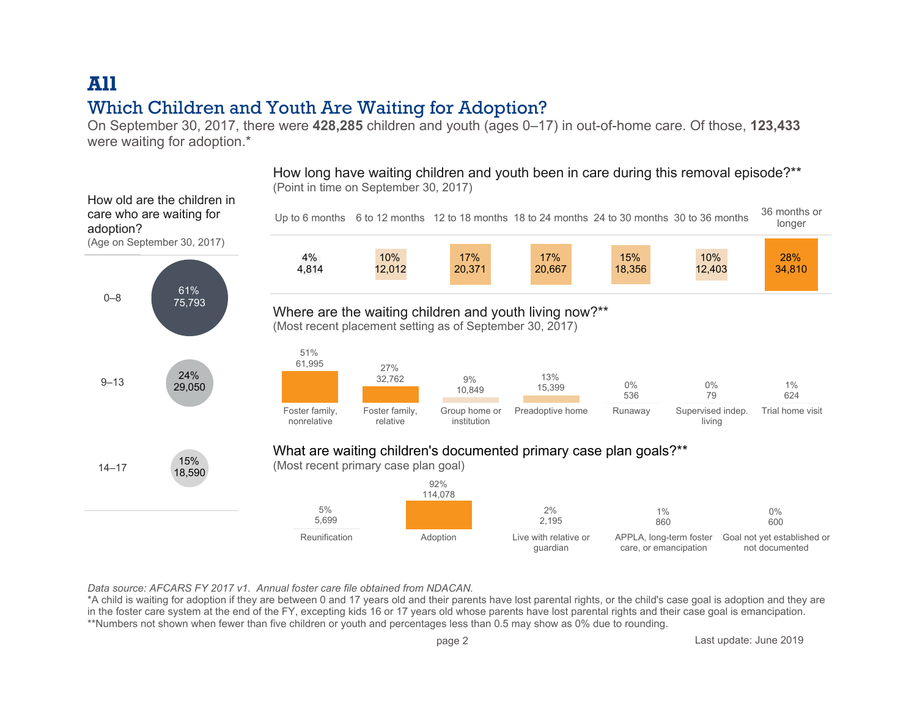# All

## Which Children and Youth Are Waiting for Adoption?

On September 30, 2017, there were **428,285** children and youth (ages 0–17) in out-of-home care. Of those, **123,433** were waiting for adoption.*

### How old are the children in care who are waiting for adoption?

(Age on September 30, 2017)

| Age | Percent | Number |
|---|---|---|
| 0–8 | 61% | 75,793 |
| 9–13 | 24% | 29,050 |
| 14–17 | 15% | 18,590 |

### How long have waiting children and youth been in care during this removal episode?**

(Point in time on September 30, 2017)

| Up to 6 months | 6 to 12 months | 12 to 18 months | 18 to 24 months | 24 to 30 months | 30 to 36 months | 36 months or longer |
|---|---|---|---|---|---|---|
| 4% | 10% | 17% | 17% | 15% | 10% | 28% |
| 4,814 | 12,012 | 20,371 | 20,667 | 18,356 | 12,403 | 34,810 |

### Where are the waiting children and youth living now?**

(Most recent placement setting as of September 30, 2017)

| Foster family, nonrelative | Foster family, relative | Group home or institution | Preadoptive home | Runaway | Supervised indep. living | Trial home visit |
|---|---|---|---|---|---|---|
| 51% | 27% | 9% | 13% | 0% | 0% | 1% |
| 61,995 | 32,762 | 10,849 | 15,399 | 536 | 79 | 624 |

### What are waiting children's documented primary case plan goals?**

(Most recent primary case plan goal)

| Reunification | Adoption | Live with relative or guardian | APPLA, long-term foster care, or emancipation | Goal not yet established or not documented |
|---|---|---|---|---|
| 5% | 92% | 2% | 1% | 0% |
| 5,699 | 114,078 | 2,195 | 860 | 600 |

*Data source: AFCARS FY 2017 v1. Annual foster care file obtained from NDACAN.*

*A child is waiting for adoption if they are between 0 and 17 years old and their parents have lost parental rights, or the child's case goal is adoption and they are in the foster care system at the end of the FY, excepting kids 16 or 17 years old whose parents have lost parental rights and their case goal is emancipation.

**Numbers not shown when fewer than five children or youth and percentages less than 0.5 may show as 0% due to rounding.

Last update: June 2019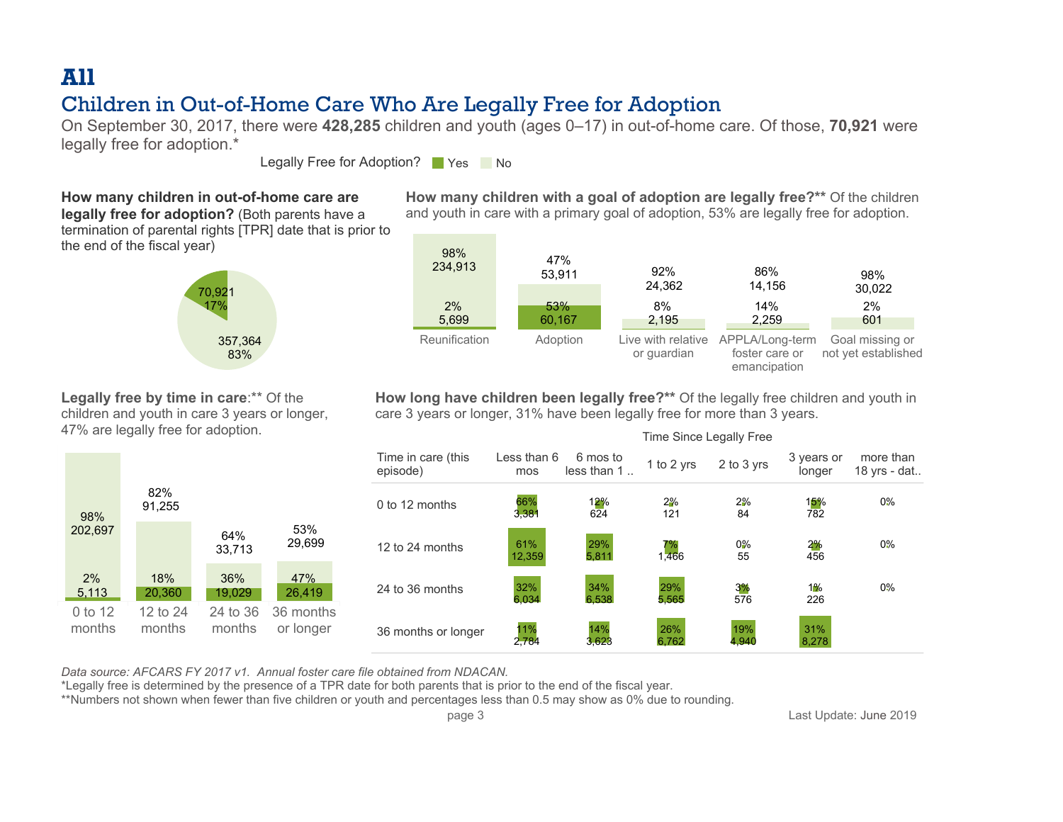# All

## Children in Out-of-Home Care Who Are Legally Free for Adoption

On September 30, 2017, there were **428,285** children and youth (ages 0–17) in out-of-home care. Of those, **70,921** were legally free for adoption.*

Legally Free for Adoption? Yes No

**How many children in out-of-home care are legally free for adoption?** (Both parents have a termination of parental rights [TPR] date that is prior to the end of the fiscal year)

| Legally Free for Adoption? | Count | Percent |
|---|---|---|
| Yes | 70,921 | 17% |
| No | 357,364 | 83% |

**How many children with a goal of adoption are legally free?**** Of the children and youth in care with a primary goal of adoption, 53% are legally free for adoption.

| Goal | Yes | No |
|---|---|---|
| Reunification | 2% 5,699 | 98% 234,913 |
| Adoption | 53% 60,167 | 47% 53,911 |
| Live with relative or guardian | 8% 2,195 | 92% 24,362 |
| APPLA/Long-term foster care or emancipation | 14% 2,259 | 86% 14,156 |
| Goal missing or not yet established | 2% 601 | 98% 30,022 |

**Legally free by time in care**:** Of the children and youth in care 3 years or longer, 47% are legally free for adoption.

| Time in care | Yes | No |
|---|---|---|
| 0 to 12 months | 2% 5,113 | 98% 202,697 |
| 12 to 24 months | 18% 20,360 | 82% 91,255 |
| 24 to 36 months | 36% 19,029 | 64% 33,713 |
| 36 months or longer | 47% 26,419 | 53% 29,699 |

**How long have children been legally free?**** Of the legally free children and youth in care 3 years or longer, 31% have been legally free for more than 3 years.

| Time in care (this episode) | Time Since Legally Free: Less than 6 mos | 6 mos to less than 1 .. | 1 to 2 yrs | 2 to 3 yrs | 3 years or longer | more than 18 yrs - dat.. |
|---|---|---|---|---|---|---|
| 0 to 12 months | 66% 3,381 | 12% 624 | 2% 121 | 2% 84 | 15% 782 | 0% |
| 12 to 24 months | 61% 12,359 | 29% 5,811 | 7% 1,466 | 0% 55 | 2% 456 | 0% |
| 24 to 36 months | 32% 6,034 | 34% 6,538 | 29% 5,565 | 3% 576 | 1% 226 | 0% |
| 36 months or longer | 11% 2,784 | 14% 3,623 | 26% 6,762 | 19% 4,940 | 31% 8,278 | |

*Data source: AFCARS FY 2017 v1. Annual foster care file obtained from NDACAN.*

*Legally free is determined by the presence of a TPR date for both parents that is prior to the end of the fiscal year.

**Numbers not shown when fewer than five children or youth and percentages less than 0.5 may show as 0% due to rounding.

Last Update: June 2019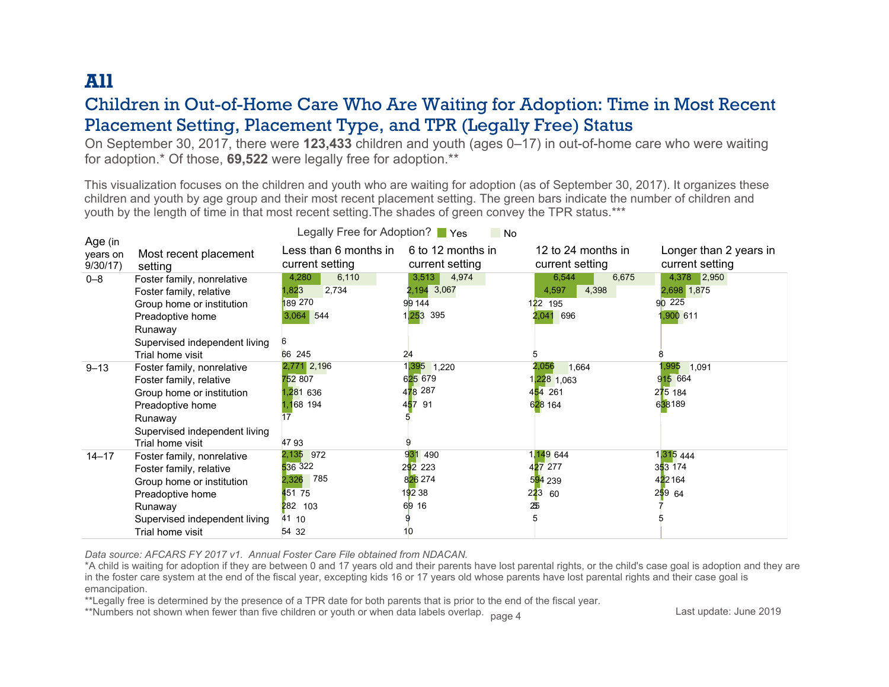# All

## Children in Out-of-Home Care Who Are Waiting for Adoption: Time in Most Recent Placement Setting, Placement Type, and TPR (Legally Free) Status

On September 30, 2017, there were **123,433** children and youth (ages 0–17) in out-of-home care who were waiting for adoption.* Of those, **69,522** were legally free for adoption.**

This visualization focuses on the children and youth who are waiting for adoption (as of September 30, 2017). It organizes these children and youth by age group and their most recent placement setting. The green bars indicate the number of children and youth by the length of time in that most recent setting.The shades of green convey the TPR status.***

Legally Free for Adoption? Yes No

Age (in years on 9/30/17)
Most recent placement setting
Less than 6 months in current setting
6 to 12 months in current setting
12 to 24 months in current setting
Longer than 2 years in current setting

0–8
Foster family, nonrelative 4,280 6,110 3,513 4,974 6,544 6,675 4,378 2,950
Foster family, relative 1,823 2,734 2,194 3,067 4,597 4,398 2,698 1,875
Group home or institution 189 270 99 144 122 195 90 225
Preadoptive home 3,064 544 1,253 395 2,041 696 1,900 611
Runaway
Supervised independent living 6
Trial home visit 66 245 24 5 8

9–13
Foster family, nonrelative 2,771 2,196 1,395 1,220 2,056 1,664 1,995 1,091
Foster family, relative 752 807 625 679 1,228 1,063 915 664
Group home or institution 1,281 636 478 287 454 261 275 184
Preadoptive home 1,168 194 457 91 628 164 638 189
Runaway 17 5
Supervised independent living
Trial home visit 47 93 9

14–17
Foster family, nonrelative 2,135 972 931 490 1,149 644 1,315 444
Foster family, relative 536 322 292 223 427 277 353 174
Group home or institution 2,326 785 826 274 594 239 422 164
Preadoptive home 451 75 192 38 223 60 259 64
Runaway 282 103 69 16 25 7
Supervised independent living 41 10 9 5 5
Trial home visit 54 32 10

*Data source: AFCARS FY 2017 v1. Annual Foster Care File obtained from NDACAN.*

*A child is waiting for adoption if they are between 0 and 17 years old and their parents have lost parental rights, or the child's case goal is adoption and they are in the foster care system at the end of the fiscal year, excepting kids 16 or 17 years old whose parents have lost parental rights and their case goal is emancipation.

**Legally free is determined by the presence of a TPR date for both parents that is prior to the end of the fiscal year.

**Numbers not shown when fewer than five children or youth or when data labels overlap.

Last update: June 2019